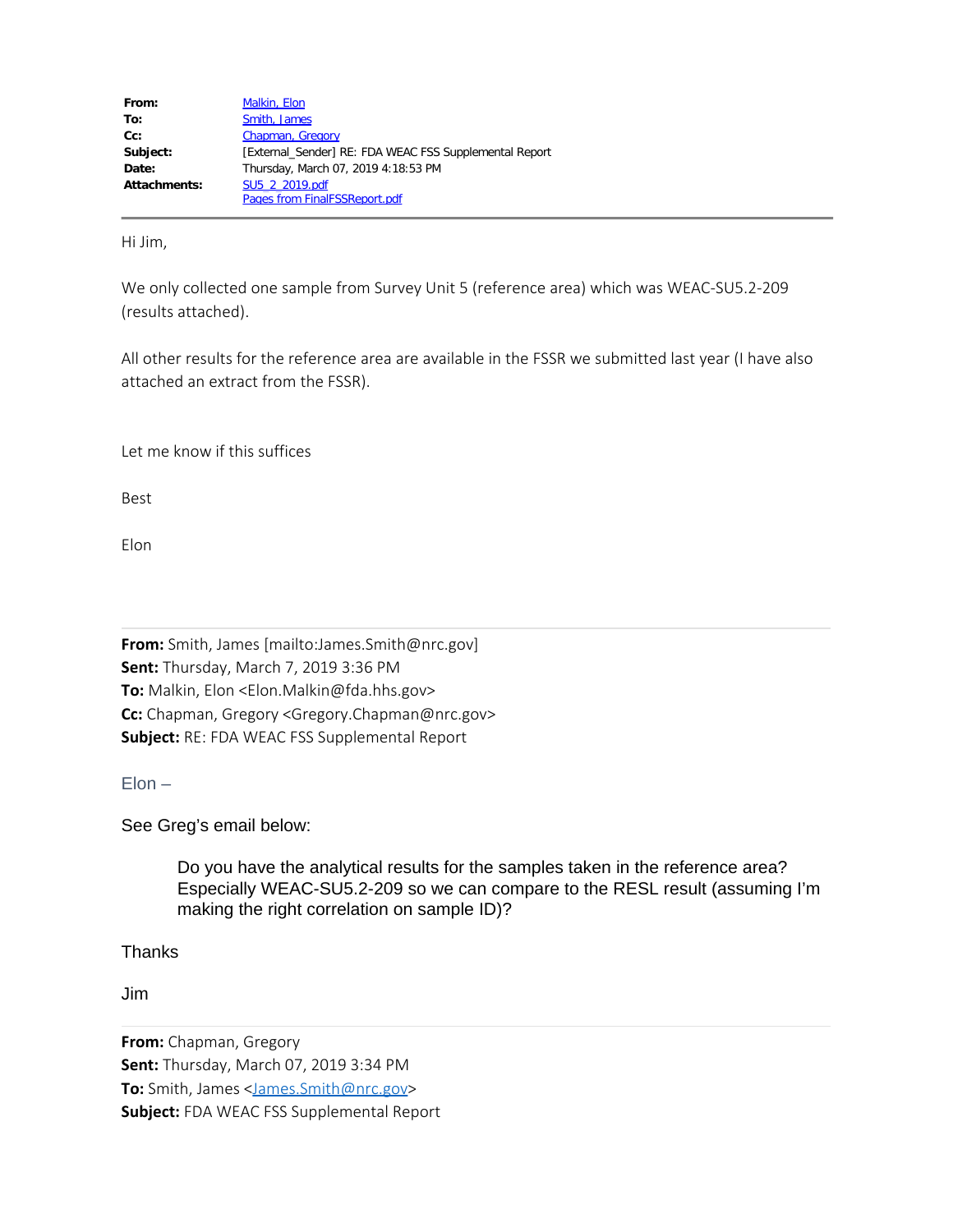| | |
|---|---|
| **From:** | Malkin, Elon |
| **To:** | Smith, James |
| **Cc:** | Chapman, Gregory |
| **Subject:** | [External_Sender] RE: FDA WEAC FSS Supplemental Report |
| **Date:** | Thursday, March 07, 2019 4:18:53 PM |
| **Attachments:** | SU5_2_2019.pdf<br>Pages from FinalFSSReport.pdf |

---

Hi Jim,

We only collected one sample from Survey Unit 5 (reference area) which was WEAC-SU5.2-209 (results attached).

All other results for the reference area are available in the FSSR we submitted last year (I have also attached an extract from the FSSR).

Let me know if this suffices

Best

Elon

---

**From:** Smith, James [mailto:James.Smith@nrc.gov]
**Sent:** Thursday, March 7, 2019 3:36 PM
**To:** Malkin, Elon <Elon.Malkin@fda.hhs.gov>
**Cc:** Chapman, Gregory <Gregory.Chapman@nrc.gov>
**Subject:** RE: FDA WEAC FSS Supplemental Report

Elon –

See Greg's email below:

> Do you have the analytical results for the samples taken in the reference area? Especially WEAC-SU5.2-209 so we can compare to the RESL result (assuming I'm making the right correlation on sample ID)?

Thanks

Jim

---

**From:** Chapman, Gregory
**Sent:** Thursday, March 07, 2019 3:34 PM
**To:** Smith, James <James.Smith@nrc.gov>
**Subject:** FDA WEAC FSS Supplemental Report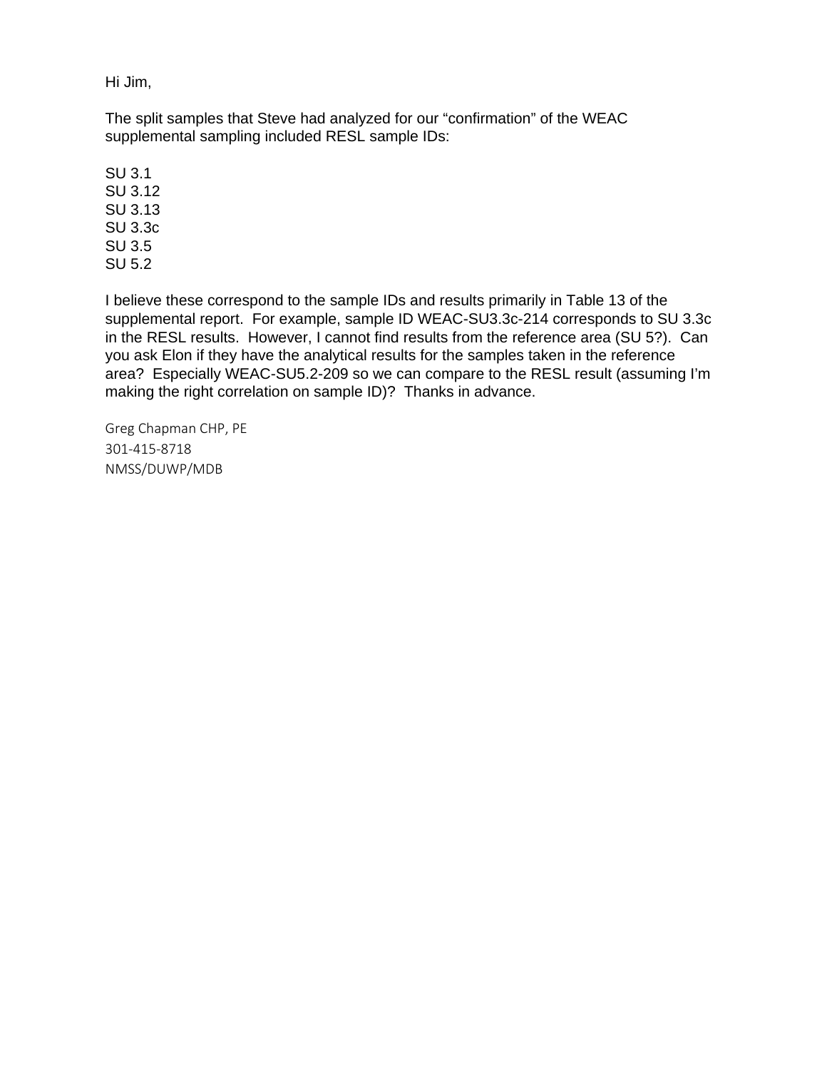Hi Jim,

The split samples that Steve had analyzed for our “confirmation” of the WEAC supplemental sampling included RESL sample IDs:

SU 3.1  
SU 3.12  
SU 3.13  
SU 3.3c  
SU 3.5  
SU 5.2

I believe these correspond to the sample IDs and results primarily in Table 13 of the supplemental report. For example, sample ID WEAC-SU3.3c-214 corresponds to SU 3.3c in the RESL results. However, I cannot find results from the reference area (SU 5?). Can you ask Elon if they have the analytical results for the samples taken in the reference area? Especially WEAC-SU5.2-209 so we can compare to the RESL result (assuming I’m making the right correlation on sample ID)? Thanks in advance.

Greg Chapman CHP, PE  
301-415-8718  
NMSS/DUWP/MDB